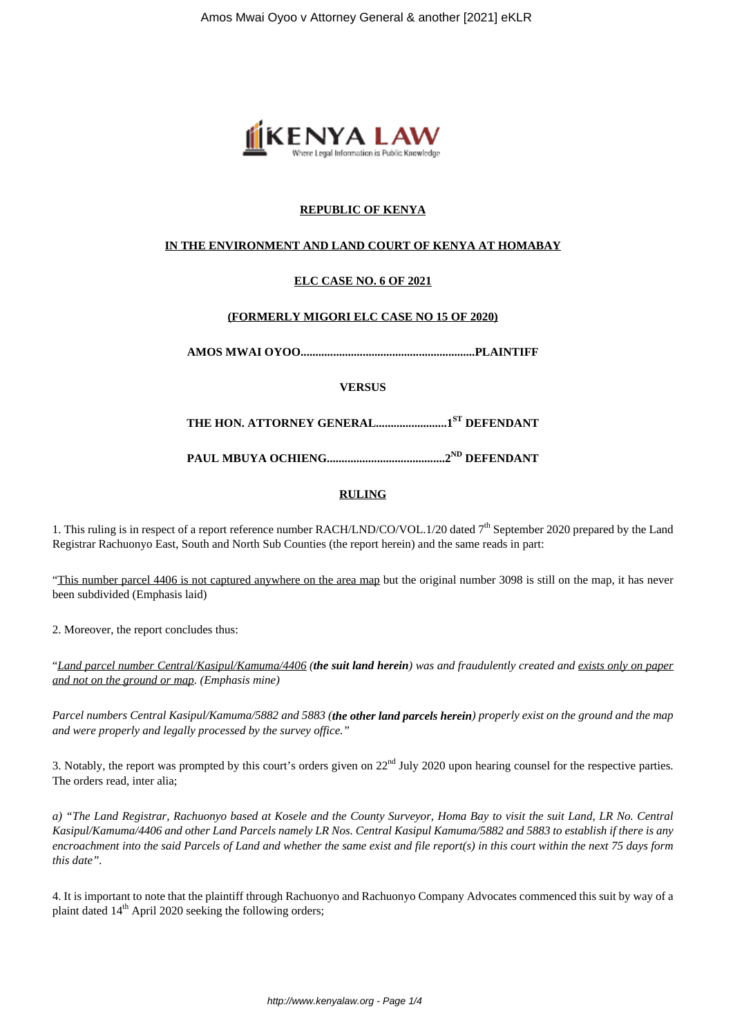**REPUBLIC OF KENYA**

**IN THE ENVIRONMENT AND LAND COURT OF KENYA AT HOMABAY**

**ELC CASE NO. 6 OF 2021**

**(FORMERLY MIGORI ELC CASE NO 15 OF 2020)**

**AMOS MWAI OYOO..........................................................PLAINTIFF**

**VERSUS**

**THE HON. ATTORNEY GENERAL........................1ST DEFENDANT**

**PAUL MBUYA OCHIENG........................................2ND DEFENDANT**

**RULING**

1. This ruling is in respect of a report reference number RACH/LND/CO/VOL.1/20 dated 7th September 2020 prepared by the Land Registrar Rachuonyo East, South and North Sub Counties (the report herein) and the same reads in part:

"This number parcel 4406 is not captured anywhere on the area map but the original number 3098 is still on the map, it has never been subdivided (Emphasis laid)

2. Moreover, the report concludes thus:

"*Land parcel number Central/Kasipul/Kamuma/4406 (**the suit land herein**) was and fraudulently created and exists only on paper and not on the ground or map. (Emphasis mine)*

*Parcel numbers Central Kasipul/Kamuma/5882 and 5883 (**the other land parcels herein**) properly exist on the ground and the map and were properly and legally processed by the survey office."*

3. Notably, the report was prompted by this court's orders given on 22nd July 2020 upon hearing counsel for the respective parties. The orders read, inter alia;

*a) "The Land Registrar, Rachuonyo based at Kosele and the County Surveyor, Homa Bay to visit the suit Land, LR No. Central Kasipul/Kamuma/4406 and other Land Parcels namely LR Nos. Central Kasipul Kamuma/5882 and 5883 to establish if there is any encroachment into the said Parcels of Land and whether the same exist and file report(s) in this court within the next 75 days form this date".*

4. It is important to note that the plaintiff through Rachuonyo and Rachuonyo Company Advocates commenced this suit by way of a plaint dated 14th April 2020 seeking the following orders;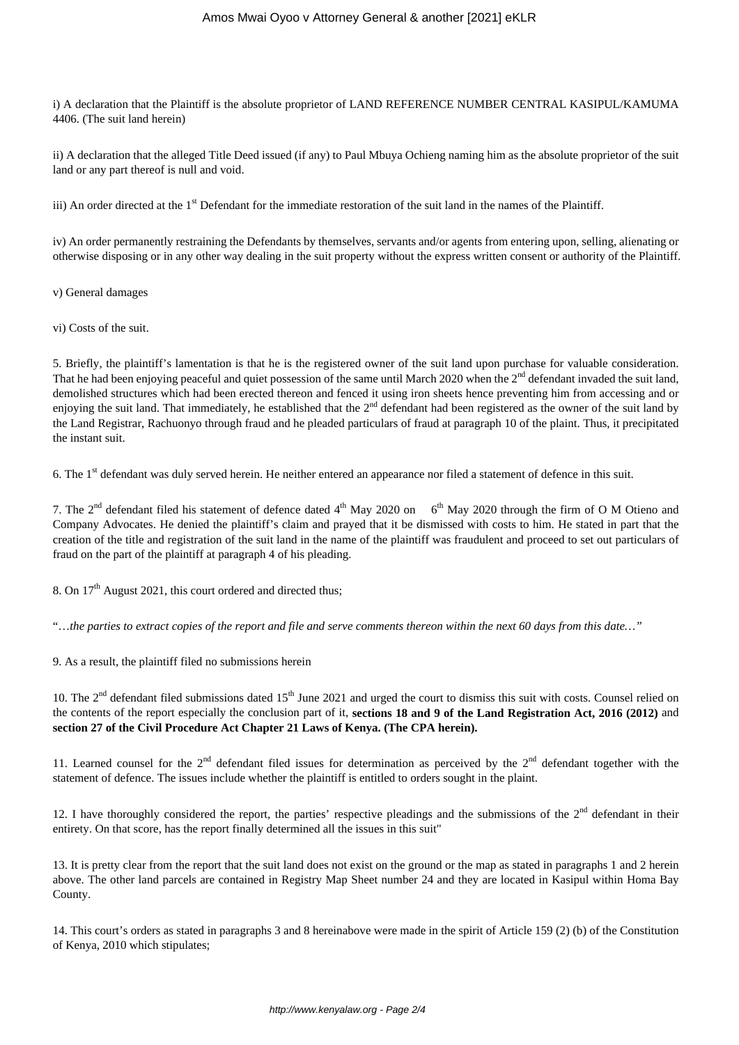i) A declaration that the Plaintiff is the absolute proprietor of LAND REFERENCE NUMBER CENTRAL KASIPUL/KAMUMA 4406. (The suit land herein)

ii) A declaration that the alleged Title Deed issued (if any) to Paul Mbuya Ochieng naming him as the absolute proprietor of the suit land or any part thereof is null and void.

iii) An order directed at the 1st Defendant for the immediate restoration of the suit land in the names of the Plaintiff.

iv) An order permanently restraining the Defendants by themselves, servants and/or agents from entering upon, selling, alienating or otherwise disposing or in any other way dealing in the suit property without the express written consent or authority of the Plaintiff.

v) General damages

vi) Costs of the suit.

5. Briefly, the plaintiff's lamentation is that he is the registered owner of the suit land upon purchase for valuable consideration. That he had been enjoying peaceful and quiet possession of the same until March 2020 when the 2nd defendant invaded the suit land, demolished structures which had been erected thereon and fenced it using iron sheets hence preventing him from accessing and or enjoying the suit land. That immediately, he established that the 2nd defendant had been registered as the owner of the suit land by the Land Registrar, Rachuonyo through fraud and he pleaded particulars of fraud at paragraph 10 of the plaint. Thus, it precipitated the instant suit.

6. The 1st defendant was duly served herein. He neither entered an appearance nor filed a statement of defence in this suit.

7. The 2nd defendant filed his statement of defence dated 4th May 2020 on 6th May 2020 through the firm of O M Otieno and Company Advocates. He denied the plaintiff's claim and prayed that it be dismissed with costs to him. He stated in part that the creation of the title and registration of the suit land in the name of the plaintiff was fraudulent and proceed to set out particulars of fraud on the part of the plaintiff at paragraph 4 of his pleading.

8. On 17th August 2021, this court ordered and directed thus;

"*…the parties to extract copies of the report and file and serve comments thereon within the next 60 days from this date…*"

9. As a result, the plaintiff filed no submissions herein

10. The 2nd defendant filed submissions dated 15th June 2021 and urged the court to dismiss this suit with costs. Counsel relied on the contents of the report especially the conclusion part of it, **sections 18 and 9 of the Land Registration Act, 2016 (2012)** and **section 27 of the Civil Procedure Act Chapter 21 Laws of Kenya. (The CPA herein).**

11. Learned counsel for the 2nd defendant filed issues for determination as perceived by the 2nd defendant together with the statement of defence. The issues include whether the plaintiff is entitled to orders sought in the plaint.

12. I have thoroughly considered the report, the parties' respective pleadings and the submissions of the 2nd defendant in their entirety. On that score, has the report finally determined all the issues in this suit"

13. It is pretty clear from the report that the suit land does not exist on the ground or the map as stated in paragraphs 1 and 2 herein above. The other land parcels are contained in Registry Map Sheet number 24 and they are located in Kasipul within Homa Bay County.

14. This court's orders as stated in paragraphs 3 and 8 hereinabove were made in the spirit of Article 159 (2) (b) of the Constitution of Kenya, 2010 which stipulates;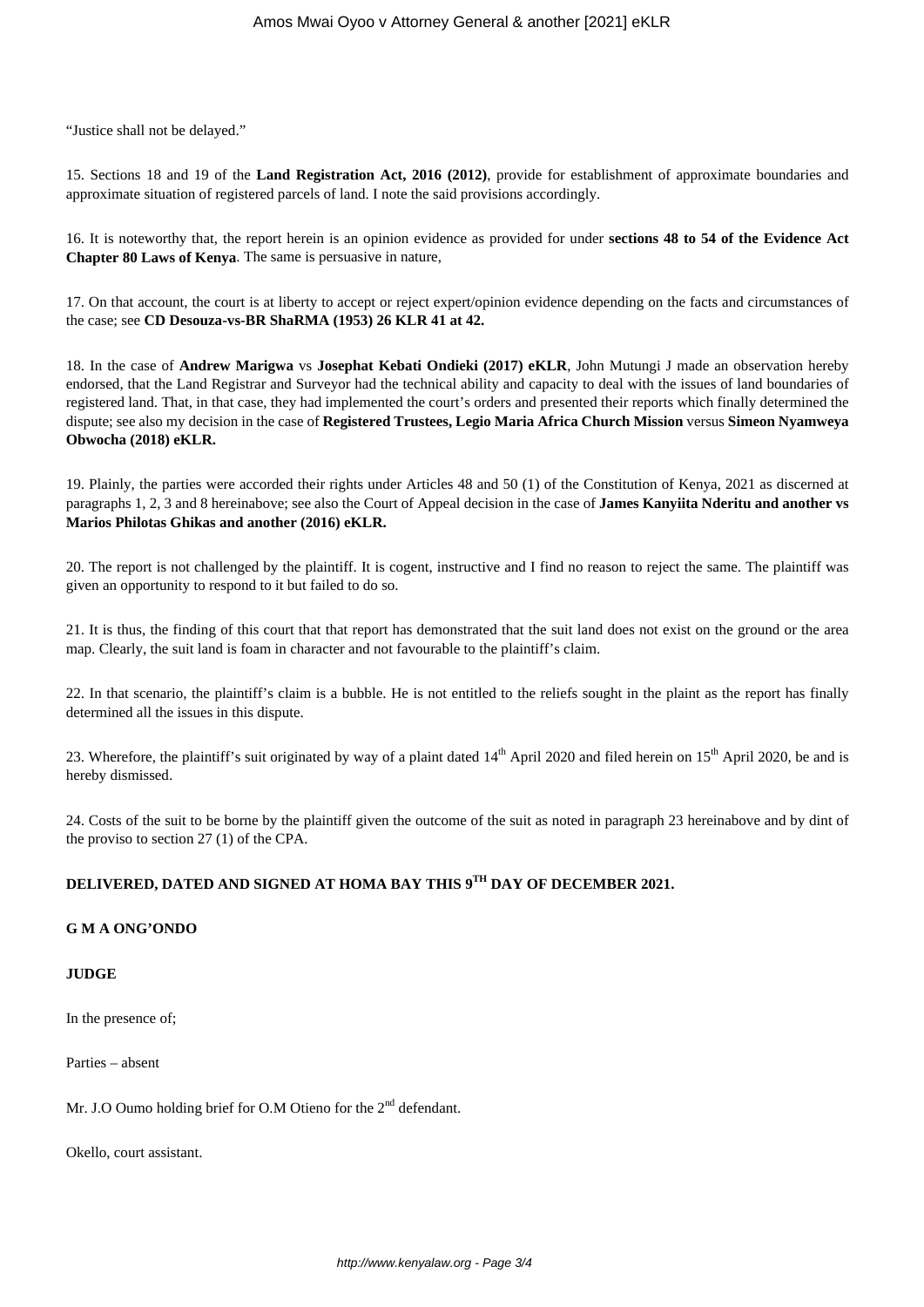"Justice shall not be delayed."

15. Sections 18 and 19 of the **Land Registration Act, 2016 (2012)**, provide for establishment of approximate boundaries and approximate situation of registered parcels of land. I note the said provisions accordingly.

16. It is noteworthy that, the report herein is an opinion evidence as provided for under **sections 48 to 54 of the Evidence Act Chapter 80 Laws of Kenya**. The same is persuasive in nature,

17. On that account, the court is at liberty to accept or reject expert/opinion evidence depending on the facts and circumstances of the case; see **CD Desouza-vs-BR ShaRMA (1953) 26 KLR 41 at 42.**

18. In the case of **Andrew Marigwa** vs **Josephat Kebati Ondieki (2017) eKLR**, John Mutungi J made an observation hereby endorsed, that the Land Registrar and Surveyor had the technical ability and capacity to deal with the issues of land boundaries of registered land. That, in that case, they had implemented the court's orders and presented their reports which finally determined the dispute; see also my decision in the case of **Registered Trustees, Legio Maria Africa Church Mission** versus **Simeon Nyamweya Obwocha (2018) eKLR.**

19. Plainly, the parties were accorded their rights under Articles 48 and 50 (1) of the Constitution of Kenya, 2021 as discerned at paragraphs 1, 2, 3 and 8 hereinabove; see also the Court of Appeal decision in the case of **James Kanyiita Nderitu and another vs Marios Philotas Ghikas and another (2016) eKLR.**

20. The report is not challenged by the plaintiff. It is cogent, instructive and I find no reason to reject the same. The plaintiff was given an opportunity to respond to it but failed to do so.

21. It is thus, the finding of this court that that report has demonstrated that the suit land does not exist on the ground or the area map. Clearly, the suit land is foam in character and not favourable to the plaintiff's claim.

22. In that scenario, the plaintiff's claim is a bubble. He is not entitled to the reliefs sought in the plaint as the report has finally determined all the issues in this dispute.

23. Wherefore, the plaintiff's suit originated by way of a plaint dated 14th April 2020 and filed herein on 15th April 2020, be and is hereby dismissed.

24. Costs of the suit to be borne by the plaintiff given the outcome of the suit as noted in paragraph 23 hereinabove and by dint of the proviso to section 27 (1) of the CPA.

**DELIVERED, DATED AND SIGNED AT HOMA BAY THIS 9TH DAY OF DECEMBER 2021.**

**G M A ONG'ONDO**

**JUDGE**

In the presence of;

Parties – absent

Mr. J.O Oumo holding brief for O.M Otieno for the 2nd defendant.

Okello, court assistant.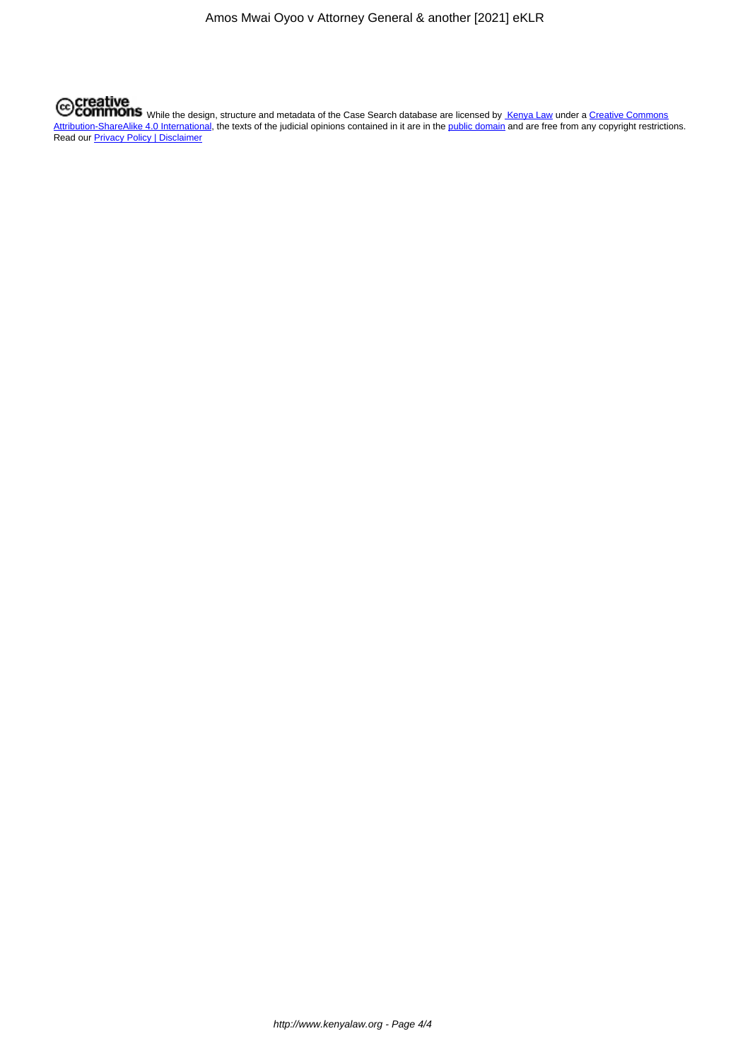While the design, structure and metadata of the Case Search database are licensed by Kenya Law under a Creative Commons Attribution-ShareAlike 4.0 International, the texts of the judicial opinions contained in it are in the public domain and are free from any copyright restrictions. Read our Privacy Policy | Disclaimer